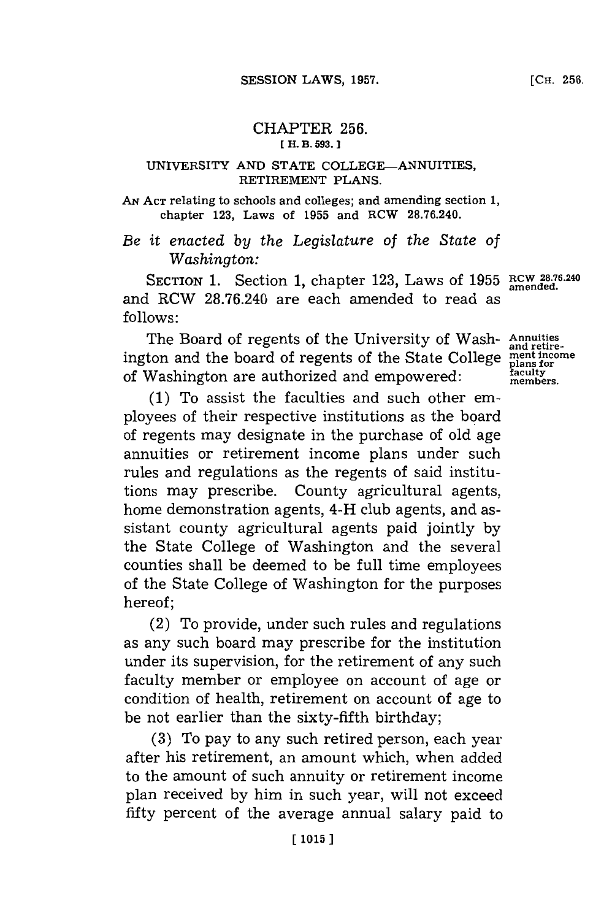# CHAPTER 256.

[ H. B. 593. ]

## UNIVERSITY AND STATE COLLEGE—ANNUITIES, RETIREMENT PLANS.

AN ACT relating to schools and colleges; and amending section 1, chapter 123, Laws of 1955 and RCW 28.76.240.

*Be it enacted by the Legislature of the State of Washington:*

SECTION 1. Section 1, chapter 123, Laws of 1955 and RCW 28.76.240 are each amended to read as follows:

RCW 28.76.240 amended.

The Board of regents of the University of Washington and the board of regents of the State College of Washington are authorized and empowered:

Annuities and retirement income plans for faculty members.

(1) To assist the faculties and such other employees of their respective institutions as the board of regents may designate in the purchase of old age annuities or retirement income plans under such rules and regulations as the regents of said institutions may prescribe. County agricultural agents, home demonstration agents, 4-H club agents, and assistant county agricultural agents paid jointly by the State College of Washington and the several counties shall be deemed to be full time employees of the State College of Washington for the purposes hereof;

(2) To provide, under such rules and regulations as any such board may prescribe for the institution under its supervision, for the retirement of any such faculty member or employee on account of age or condition of health, retirement on account of age to be not earlier than the sixty-fifth birthday;

(3) To pay to any such retired person, each year after his retirement, an amount which, when added to the amount of such annuity or retirement income plan received by him in such year, will not exceed fifty percent of the average annual salary paid to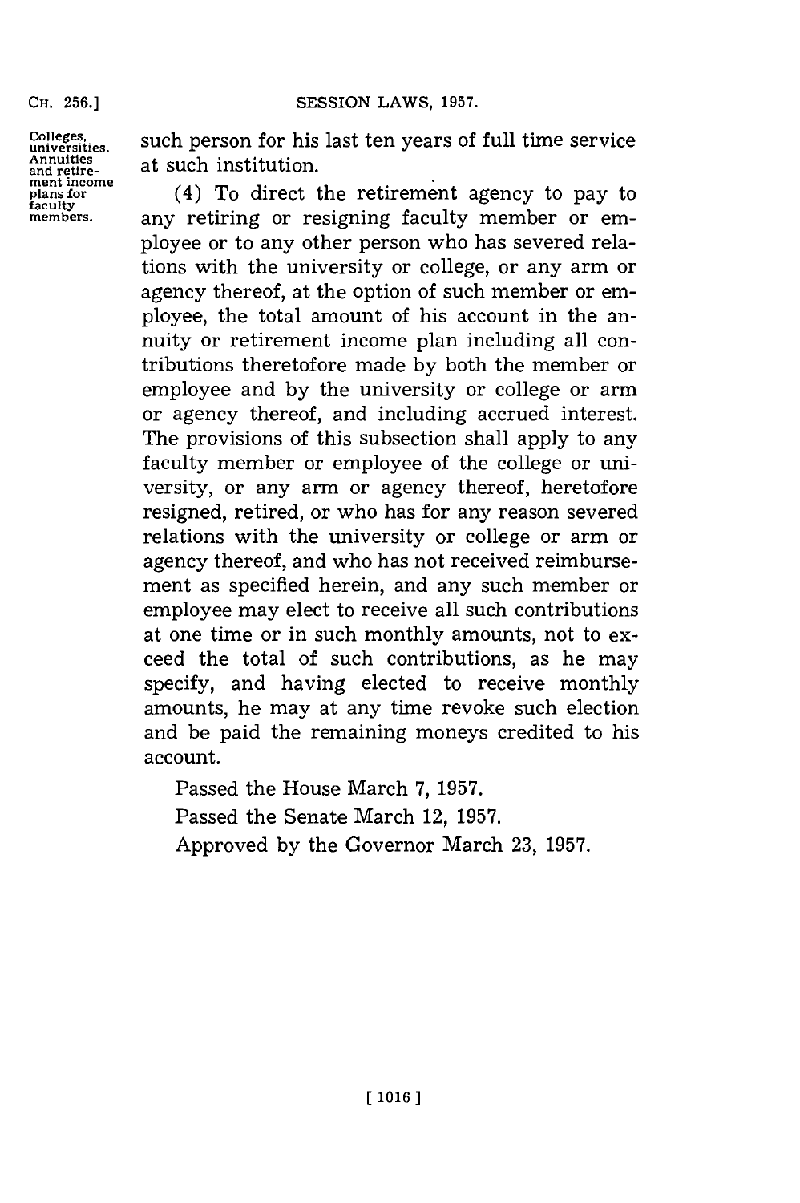such person for his last ten years of full time service at such institution.

(4) To direct the retirement agency to pay to any retiring or resigning faculty member or employee or to any other person who has severed relations with the university or college, or any arm or agency thereof, at the option of such member or employee, the total amount of his account in the annuity or retirement income plan including all contributions theretofore made by both the member or employee and by the university or college or arm or agency thereof, and including accrued interest. The provisions of this subsection shall apply to any faculty member or employee of the college or university, or any arm or agency thereof, heretofore resigned, retired, or who has for any reason severed relations with the university or college or arm or agency thereof, and who has not received reimbursement as specified herein, and any such member or employee may elect to receive all such contributions at one time or in such monthly amounts, not to exceed the total of such contributions, as he may specify, and having elected to receive monthly amounts, he may at any time revoke such election and be paid the remaining moneys credited to his account.

Passed the House March 7, 1957.

Passed the Senate March 12, 1957.

Approved by the Governor March 23, 1957.